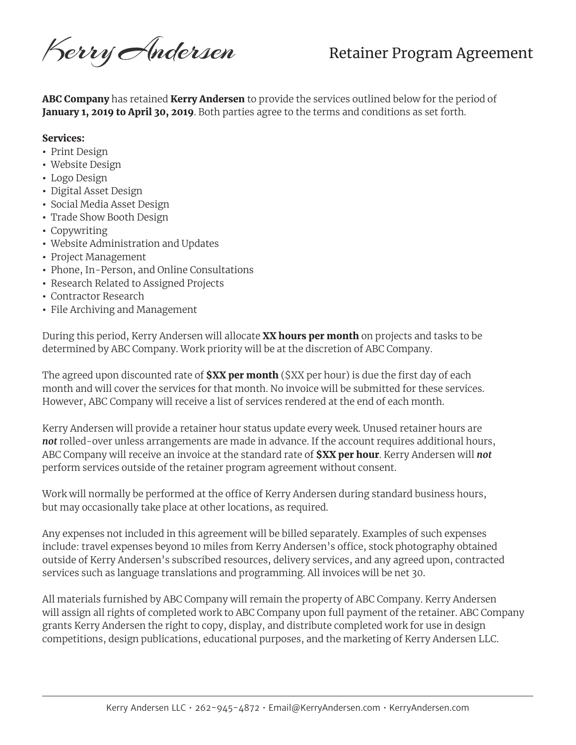Kerry Andersen

# Retainer Program Agreement

**ABC Company** has retained **Kerry Andersen** to provide the services outlined below for the period of **January 1, 2019 to April 30, 2019**. Both parties agree to the terms and conditions as set forth.

**Services:**

- Print Design
- Website Design
- Logo Design
- Digital Asset Design
- Social Media Asset Design
- Trade Show Booth Design
- Copywriting
- Website Administration and Updates
- Project Management
- Phone, In-Person, and Online Consultations
- Research Related to Assigned Projects
- Contractor Research
- File Archiving and Management

During this period, Kerry Andersen will allocate **XX hours per month** on projects and tasks to be determined by ABC Company. Work priority will be at the discretion of ABC Company.

The agreed upon discounted rate of **$XX per month** ($XX per hour) is due the first day of each month and will cover the services for that month. No invoice will be submitted for these services. However, ABC Company will receive a list of services rendered at the end of each month.

Kerry Andersen will provide a retainer hour status update every week. Unused retainer hours are ***not*** rolled-over unless arrangements are made in advance. If the account requires additional hours, ABC Company will receive an invoice at the standard rate of **$XX per hour**. Kerry Andersen will ***not*** perform services outside of the retainer program agreement without consent.

Work will normally be performed at the office of Kerry Andersen during standard business hours, but may occasionally take place at other locations, as required.

Any expenses not included in this agreement will be billed separately. Examples of such expenses include: travel expenses beyond 10 miles from Kerry Andersen's office, stock photography obtained outside of Kerry Andersen's subscribed resources, delivery services, and any agreed upon, contracted services such as language translations and programming. All invoices will be net 30.

All materials furnished by ABC Company will remain the property of ABC Company. Kerry Andersen will assign all rights of completed work to ABC Company upon full payment of the retainer. ABC Company grants Kerry Andersen the right to copy, display, and distribute completed work for use in design competitions, design publications, educational purposes, and the marketing of Kerry Andersen LLC.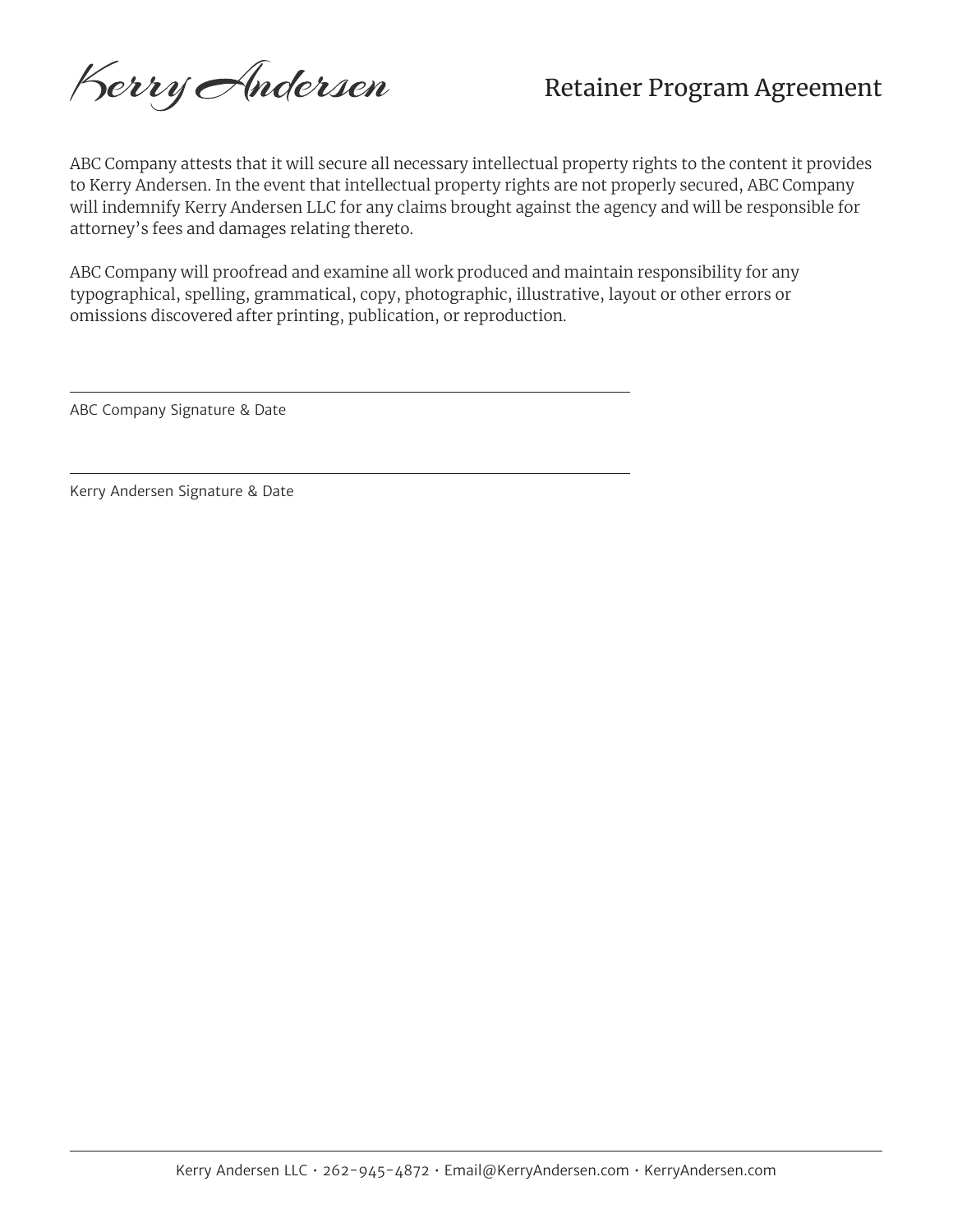ABC Company attests that it will secure all necessary intellectual property rights to the content it provides to Kerry Andersen. In the event that intellectual property rights are not properly secured, ABC Company will indemnify Kerry Andersen LLC for any claims brought against the agency and will be responsible for attorney's fees and damages relating thereto.

ABC Company will proofread and examine all work produced and maintain responsibility for any typographical, spelling, grammatical, copy, photographic, illustrative, layout or other errors or omissions discovered after printing, publication, or reproduction.

\_\_\_\_\_\_\_\_\_\_\_\_\_\_\_\_\_\_\_\_\_\_\_\_\_\_\_\_\_\_\_\_\_\_\_\_\_\_\_\_

ABC Company Signature & Date

\_\_\_\_\_\_\_\_\_\_\_\_\_\_\_\_\_\_\_\_\_\_\_\_\_\_\_\_\_\_\_\_\_\_\_\_\_\_\_\_

Kerry Andersen Signature & Date